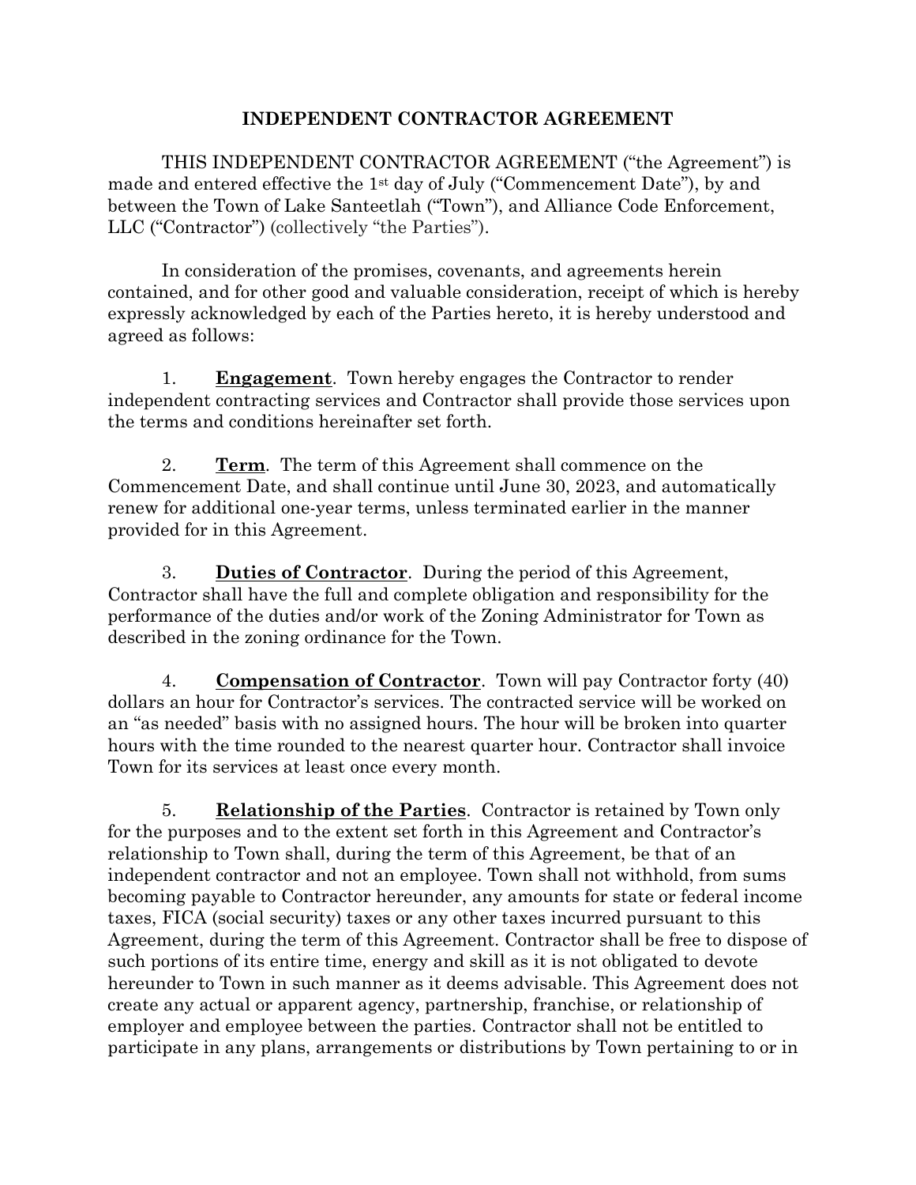# INDEPENDENT CONTRACTOR AGREEMENT

THIS INDEPENDENT CONTRACTOR AGREEMENT ("the Agreement") is made and entered effective the 1st day of July ("Commencement Date"), by and between the Town of Lake Santeetlah ("Town"), and Alliance Code Enforcement, LLC ("Contractor") (collectively "the Parties").

In consideration of the promises, covenants, and agreements herein contained, and for other good and valuable consideration, receipt of which is hereby expressly acknowledged by each of the Parties hereto, it is hereby understood and agreed as follows:

1. **Engagement**. Town hereby engages the Contractor to render independent contracting services and Contractor shall provide those services upon the terms and conditions hereinafter set forth.

2. **Term**. The term of this Agreement shall commence on the Commencement Date, and shall continue until June 30, 2023, and automatically renew for additional one-year terms, unless terminated earlier in the manner provided for in this Agreement.

3. **Duties of Contractor**. During the period of this Agreement, Contractor shall have the full and complete obligation and responsibility for the performance of the duties and/or work of the Zoning Administrator for Town as described in the zoning ordinance for the Town.

4. **Compensation of Contractor**. Town will pay Contractor forty (40) dollars an hour for Contractor's services. The contracted service will be worked on an "as needed" basis with no assigned hours. The hour will be broken into quarter hours with the time rounded to the nearest quarter hour. Contractor shall invoice Town for its services at least once every month.

5. **Relationship of the Parties**. Contractor is retained by Town only for the purposes and to the extent set forth in this Agreement and Contractor's relationship to Town shall, during the term of this Agreement, be that of an independent contractor and not an employee. Town shall not withhold, from sums becoming payable to Contractor hereunder, any amounts for state or federal income taxes, FICA (social security) taxes or any other taxes incurred pursuant to this Agreement, during the term of this Agreement. Contractor shall be free to dispose of such portions of its entire time, energy and skill as it is not obligated to devote hereunder to Town in such manner as it deems advisable. This Agreement does not create any actual or apparent agency, partnership, franchise, or relationship of employer and employee between the parties. Contractor shall not be entitled to participate in any plans, arrangements or distributions by Town pertaining to or in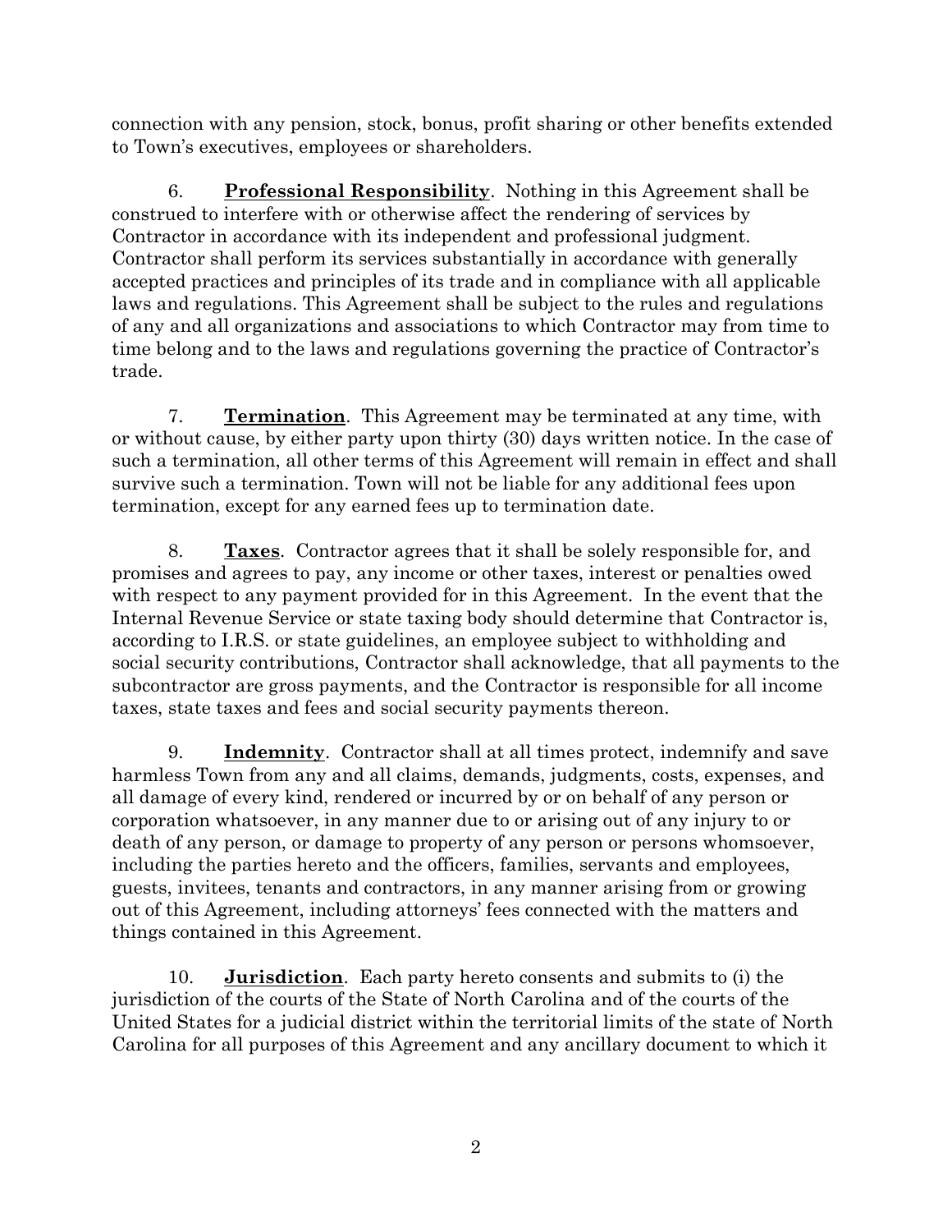connection with any pension, stock, bonus, profit sharing or other benefits extended to Town's executives, employees or shareholders.

6. **Professional Responsibility**. Nothing in this Agreement shall be construed to interfere with or otherwise affect the rendering of services by Contractor in accordance with its independent and professional judgment. Contractor shall perform its services substantially in accordance with generally accepted practices and principles of its trade and in compliance with all applicable laws and regulations. This Agreement shall be subject to the rules and regulations of any and all organizations and associations to which Contractor may from time to time belong and to the laws and regulations governing the practice of Contractor's trade.

7. **Termination**. This Agreement may be terminated at any time, with or without cause, by either party upon thirty (30) days written notice. In the case of such a termination, all other terms of this Agreement will remain in effect and shall survive such a termination. Town will not be liable for any additional fees upon termination, except for any earned fees up to termination date.

8. **Taxes**. Contractor agrees that it shall be solely responsible for, and promises and agrees to pay, any income or other taxes, interest or penalties owed with respect to any payment provided for in this Agreement. In the event that the Internal Revenue Service or state taxing body should determine that Contractor is, according to I.R.S. or state guidelines, an employee subject to withholding and social security contributions, Contractor shall acknowledge, that all payments to the subcontractor are gross payments, and the Contractor is responsible for all income taxes, state taxes and fees and social security payments thereon.

9. **Indemnity**. Contractor shall at all times protect, indemnify and save harmless Town from any and all claims, demands, judgments, costs, expenses, and all damage of every kind, rendered or incurred by or on behalf of any person or corporation whatsoever, in any manner due to or arising out of any injury to or death of any person, or damage to property of any person or persons whomsoever, including the parties hereto and the officers, families, servants and employees, guests, invitees, tenants and contractors, in any manner arising from or growing out of this Agreement, including attorneys' fees connected with the matters and things contained in this Agreement.

10. **Jurisdiction**. Each party hereto consents and submits to (i) the jurisdiction of the courts of the State of North Carolina and of the courts of the United States for a judicial district within the territorial limits of the state of North Carolina for all purposes of this Agreement and any ancillary document to which it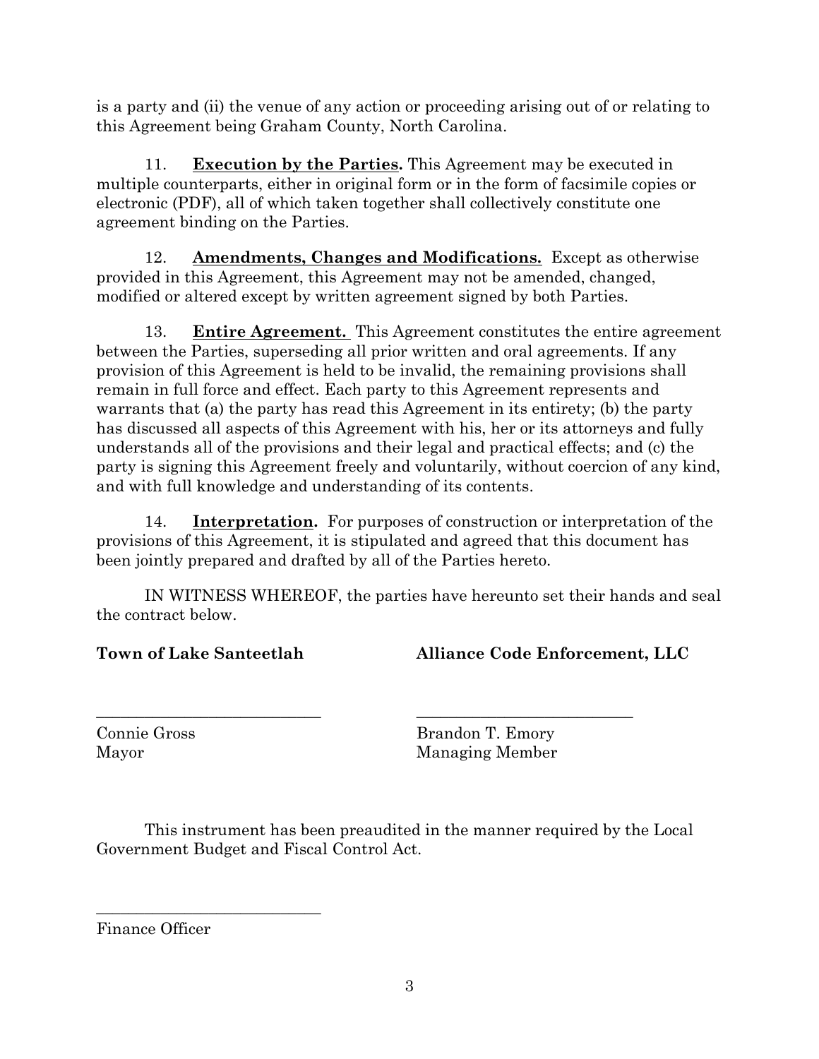is a party and (ii) the venue of any action or proceeding arising out of or relating to this Agreement being Graham County, North Carolina.

11. **Execution by the Parties.** This Agreement may be executed in multiple counterparts, either in original form or in the form of facsimile copies or electronic (PDF), all of which taken together shall collectively constitute one agreement binding on the Parties.

12. **Amendments, Changes and Modifications.** Except as otherwise provided in this Agreement, this Agreement may not be amended, changed, modified or altered except by written agreement signed by both Parties.

13. **Entire Agreement.** This Agreement constitutes the entire agreement between the Parties, superseding all prior written and oral agreements. If any provision of this Agreement is held to be invalid, the remaining provisions shall remain in full force and effect. Each party to this Agreement represents and warrants that (a) the party has read this Agreement in its entirety; (b) the party has discussed all aspects of this Agreement with his, her or its attorneys and fully understands all of the provisions and their legal and practical effects; and (c) the party is signing this Agreement freely and voluntarily, without coercion of any kind, and with full knowledge and understanding of its contents.

14. **Interpretation.** For purposes of construction or interpretation of the provisions of this Agreement, it is stipulated and agreed that this document has been jointly prepared and drafted by all of the Parties hereto.

IN WITNESS WHEREOF, the parties have hereunto set their hands and seal the contract below.

**Town of Lake Santeetlah**

\_\_\_\_\_\_\_\_\_\_\_\_\_\_\_\_\_\_\_\_\_\_\_\_\_\_\_\_

Connie Gross
Mayor

**Alliance Code Enforcement, LLC**

\_\_\_\_\_\_\_\_\_\_\_\_\_\_\_\_\_\_\_\_\_\_\_\_\_\_\_\_

Brandon T. Emory
Managing Member

This instrument has been preaudited in the manner required by the Local Government Budget and Fiscal Control Act.

\_\_\_\_\_\_\_\_\_\_\_\_\_\_\_\_\_\_\_\_\_\_\_\_\_\_\_\_

Finance Officer